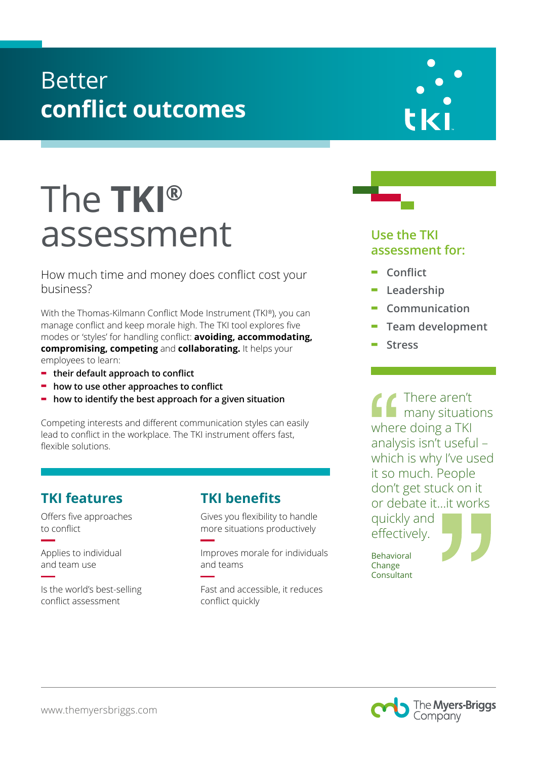# Better **conflict outcomes**

# The **TKI®** assessment

How much time and money does conflict cost your business?

With the Thomas-Kilmann Conflict Mode Instrument (TKI®), you can manage conflict and keep morale high. The TKI tool explores five modes or 'styles' for handling conflict: **avoiding, accommodating, compromising, competing** and **collaborating.** It helps your employees to learn:

- **their default approach to conflict**
- **how to use other approaches to conflict**
- **how to identify the best approach for a given situation**

Competing interests and different communication styles can easily lead to conflict in the workplace. The TKI instrument offers fast, flexible solutions.

## TKI features

Offers five approaches to conflict

Applies to individual and team use

Is the world's best-selling conflict assessment

## TKI benefits

Gives you flexibility to handle more situations productively

Improves morale for individuals and teams

Fast and accessible, it reduces conflict quickly

## Use the TKI assessment for:

- Conflict
- Leadership
- Communication
- Team development
- Stress

> "There aren't many situations where doing a TKI analysis isn't useful – which is why I've used it so much. People don't get stuck on it or debate it...it works quickly and effectively."
>
> Behavioral Change Consultant

www.themyersbriggs.com

The Myers-Briggs Company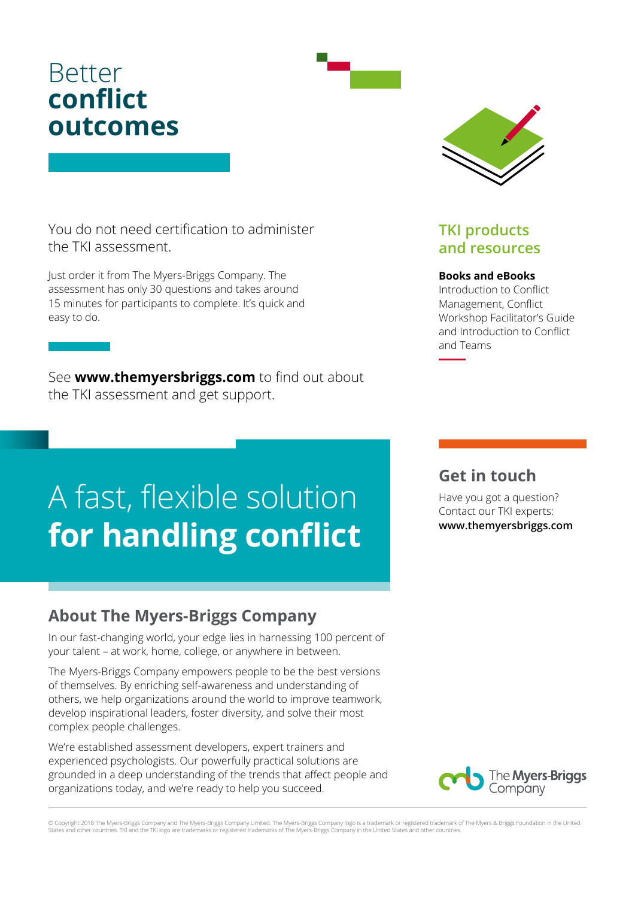# Better **conflict outcomes**

You do not need certification to administer the TKI assessment.

Just order it from The Myers-Briggs Company. The assessment has only 30 questions and takes around 15 minutes for participants to complete. It's quick and easy to do.

See **www.themyersbriggs.com** to find out about the TKI assessment and get support.

## TKI products and resources

**Books and eBooks**
Introduction to Conflict Management, Conflict Workshop Facilitator's Guide and Introduction to Conflict and Teams

# A fast, flexible solution **for handling conflict**

## Get in touch

Have you got a question? Contact our TKI experts:
**www.themyersbriggs.com**

## About The Myers-Briggs Company

In our fast-changing world, your edge lies in harnessing 100 percent of your talent – at work, home, college, or anywhere in between.

The Myers-Briggs Company empowers people to be the best versions of themselves. By enriching self-awareness and understanding of others, we help organizations around the world to improve teamwork, develop inspirational leaders, foster diversity, and solve their most complex people challenges.

We're established assessment developers, expert trainers and experienced psychologists. Our powerfully practical solutions are grounded in a deep understanding of the trends that affect people and organizations today, and we're ready to help you succeed.

The Myers-Briggs Company

© Copyright 2018 The Myers-Briggs Company and The Myers-Briggs Company Limited. The Myers-Briggs Company logo is a trademark or registered trademark of The Myers & Briggs Foundation in the United States and other countries. TKI and the TKI logo are trademarks or registered trademarks of The Myers-Briggs Company in the United States and other countries.